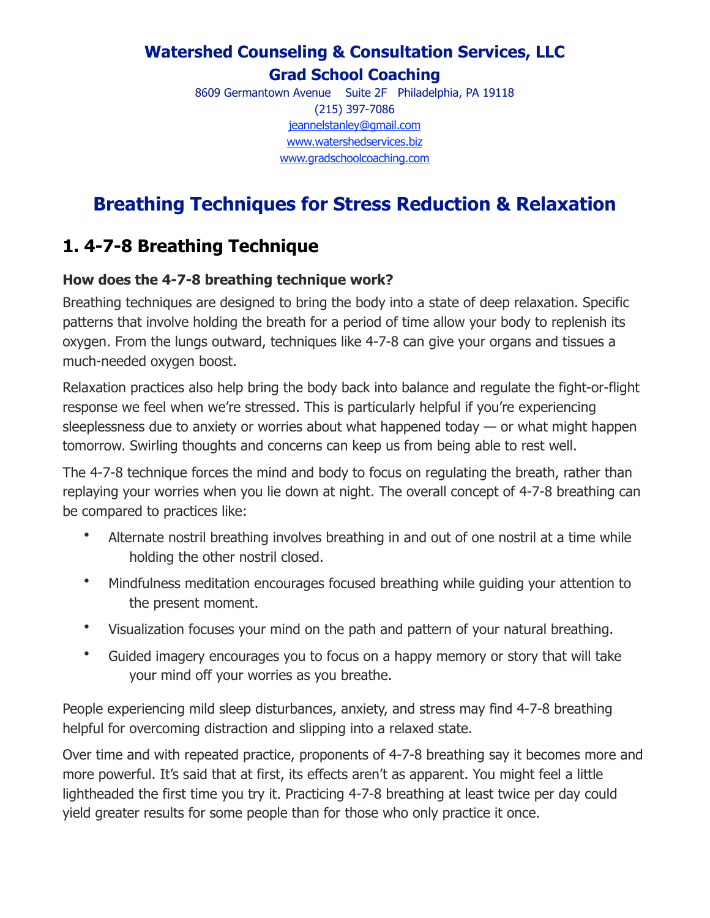**Watershed Counseling & Consultation Services, LLC**

**Grad School Coaching**

8609 Germantown Avenue  Suite 2F  Philadelphia, PA 19118

(215) 397-7086

jeannelstanley@gmail.com

www.watershedservices.biz

www.gradschoolcoaching.com

# Breathing Techniques for Stress Reduction & Relaxation

## 1. 4-7-8 Breathing Technique

**How does the 4-7-8 breathing technique work?**

Breathing techniques are designed to bring the body into a state of deep relaxation. Specific patterns that involve holding the breath for a period of time allow your body to replenish its oxygen. From the lungs outward, techniques like 4-7-8 can give your organs and tissues a much-needed oxygen boost.

Relaxation practices also help bring the body back into balance and regulate the fight-or-flight response we feel when we're stressed. This is particularly helpful if you're experiencing sleeplessness due to anxiety or worries about what happened today — or what might happen tomorrow. Swirling thoughts and concerns can keep us from being able to rest well.

The 4-7-8 technique forces the mind and body to focus on regulating the breath, rather than replaying your worries when you lie down at night. The overall concept of 4-7-8 breathing can be compared to practices like:

- Alternate nostril breathing involves breathing in and out of one nostril at a time while holding the other nostril closed.
- Mindfulness meditation encourages focused breathing while guiding your attention to the present moment.
- Visualization focuses your mind on the path and pattern of your natural breathing.
- Guided imagery encourages you to focus on a happy memory or story that will take your mind off your worries as you breathe.

People experiencing mild sleep disturbances, anxiety, and stress may find 4-7-8 breathing helpful for overcoming distraction and slipping into a relaxed state.

Over time and with repeated practice, proponents of 4-7-8 breathing say it becomes more and more powerful. It's said that at first, its effects aren't as apparent. You might feel a little lightheaded the first time you try it. Practicing 4-7-8 breathing at least twice per day could yield greater results for some people than for those who only practice it once.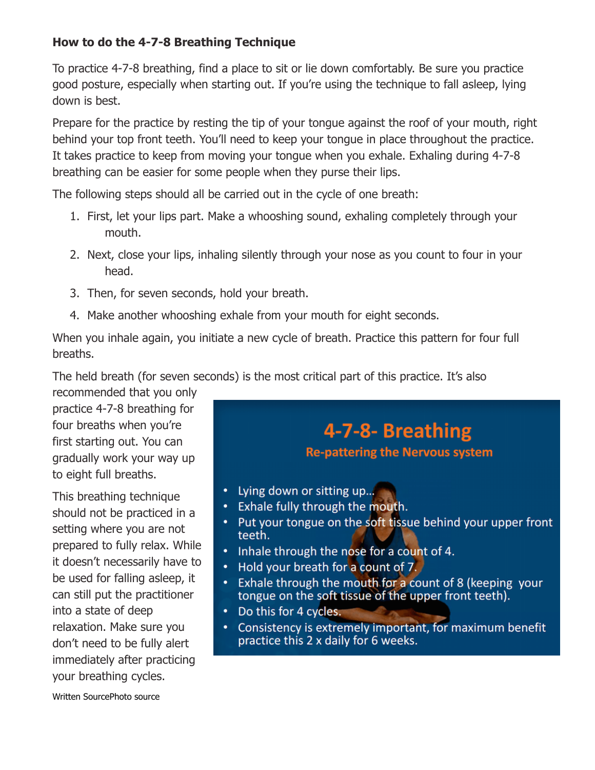**How to do the 4-7-8 Breathing Technique**

To practice 4-7-8 breathing, find a place to sit or lie down comfortably. Be sure you practice good posture, especially when starting out. If you're using the technique to fall asleep, lying down is best.

Prepare for the practice by resting the tip of your tongue against the roof of your mouth, right behind your top front teeth. You'll need to keep your tongue in place throughout the practice. It takes practice to keep from moving your tongue when you exhale. Exhaling during 4-7-8 breathing can be easier for some people when they purse their lips.

The following steps should all be carried out in the cycle of one breath:

1. First, let your lips part. Make a whooshing sound, exhaling completely through your mouth.
2. Next, close your lips, inhaling silently through your nose as you count to four in your head.
3. Then, for seven seconds, hold your breath.
4. Make another whooshing exhale from your mouth for eight seconds.

When you inhale again, you initiate a new cycle of breath. Practice this pattern for four full breaths.

The held breath (for seven seconds) is the most critical part of this practice. It's also recommended that you only practice 4-7-8 breathing for four breaths when you're first starting out. You can gradually work your way up to eight full breaths.

This breathing technique should not be practiced in a setting where you are not prepared to fully relax. While it doesn't necessarily have to be used for falling asleep, it can still put the practitioner into a state of deep relaxation. Make sure you don't need to be fully alert immediately after practicing your breathing cycles.

**4-7-8- Breathing**

**Re-pattering the Nervous system**

- Lying down or sitting up…
- Exhale fully through the mouth.
- Put your tongue on the soft tissue behind your upper front teeth.
- Inhale through the nose for a count of 4.
- Hold your breath for a count of 7.
- Exhale through the mouth for a count of 8 (keeping your tongue on the soft tissue of the upper front teeth).
- Do this for 4 cycles.
- Consistency is extremely important, for maximum benefit practice this 2 x daily for 6 weeks.

Written SourcePhoto source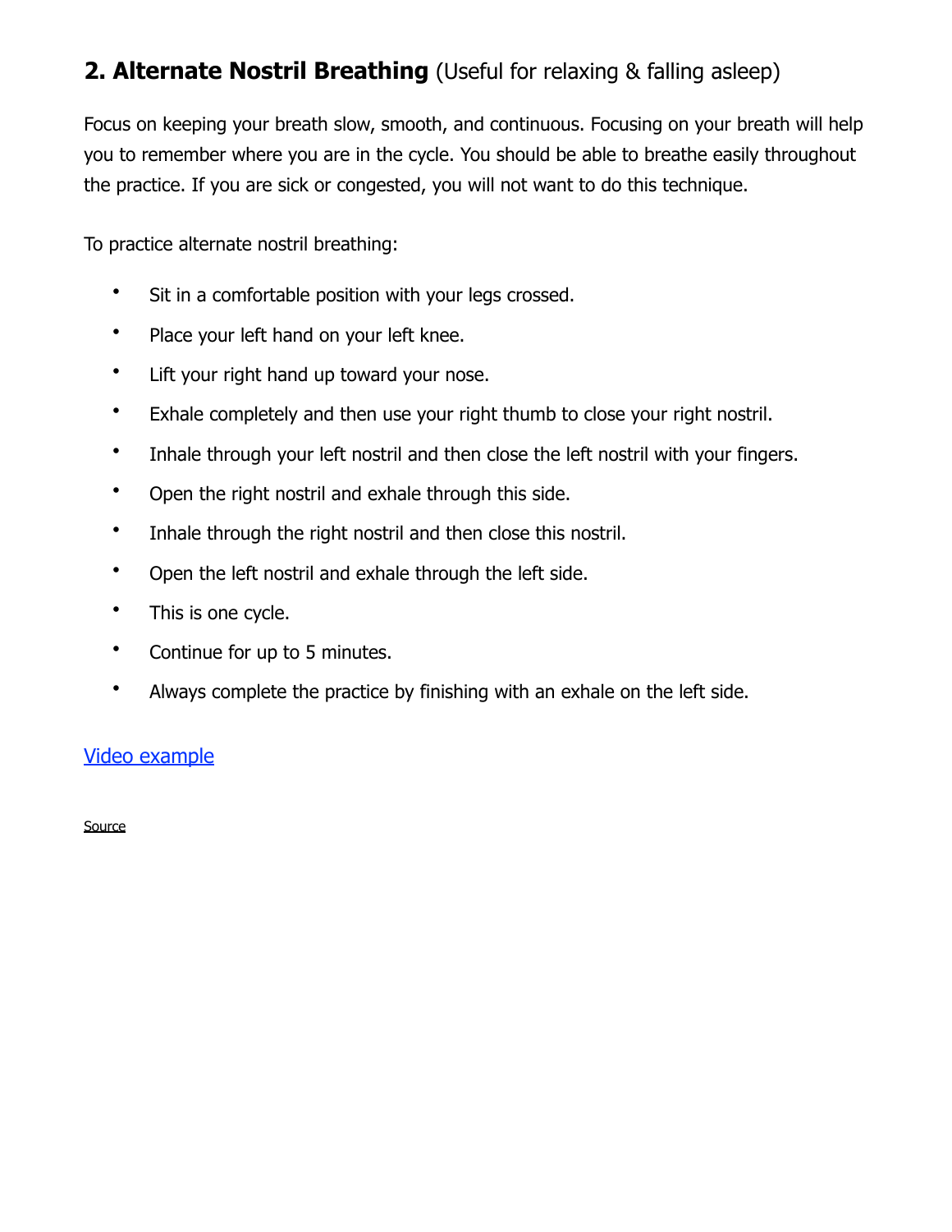## 2. Alternate Nostril Breathing (Useful for relaxing & falling asleep)

Focus on keeping your breath slow, smooth, and continuous. Focusing on your breath will help you to remember where you are in the cycle. You should be able to breathe easily throughout the practice. If you are sick or congested, you will not want to do this technique.

To practice alternate nostril breathing:

- Sit in a comfortable position with your legs crossed.
- Place your left hand on your left knee.
- Lift your right hand up toward your nose.
- Exhale completely and then use your right thumb to close your right nostril.
- Inhale through your left nostril and then close the left nostril with your fingers.
- Open the right nostril and exhale through this side.
- Inhale through the right nostril and then close this nostril.
- Open the left nostril and exhale through the left side.
- This is one cycle.
- Continue for up to 5 minutes.
- Always complete the practice by finishing with an exhale on the left side.

Video example

Source